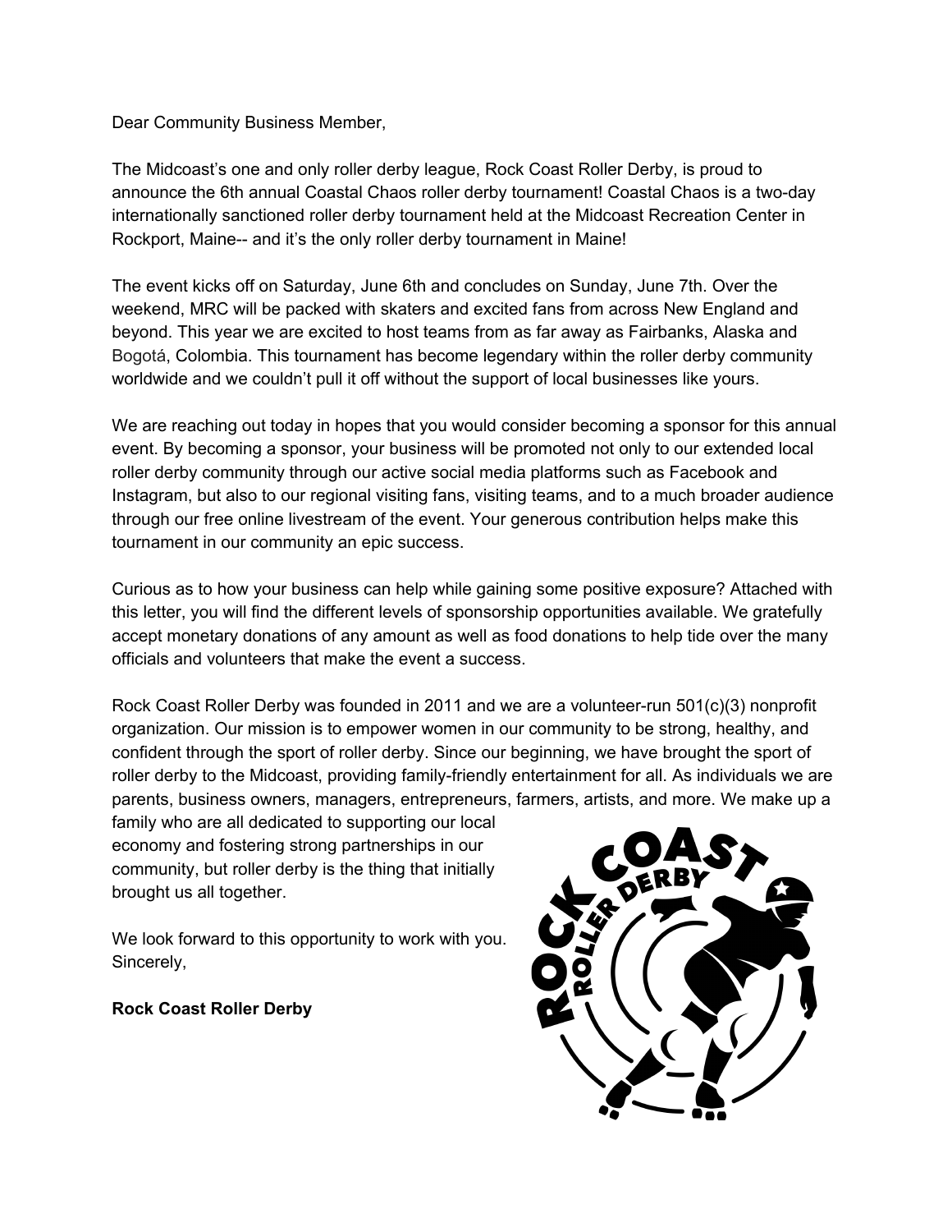Dear Community Business Member,

The Midcoast's one and only roller derby league, Rock Coast Roller Derby, is proud to announce the 6th annual Coastal Chaos roller derby tournament! Coastal Chaos is a two-day internationally sanctioned roller derby tournament held at the Midcoast Recreation Center in Rockport, Maine-- and it's the only roller derby tournament in Maine!

The event kicks off on Saturday, June 6th and concludes on Sunday, June 7th. Over the weekend, MRC will be packed with skaters and excited fans from across New England and beyond. This year we are excited to host teams from as far away as Fairbanks, Alaska and Bogotá, Colombia. This tournament has become legendary within the roller derby community worldwide and we couldn't pull it off without the support of local businesses like yours.

We are reaching out today in hopes that you would consider becoming a sponsor for this annual event. By becoming a sponsor, your business will be promoted not only to our extended local roller derby community through our active social media platforms such as Facebook and Instagram, but also to our regional visiting fans, visiting teams, and to a much broader audience through our free online livestream of the event. Your generous contribution helps make this tournament in our community an epic success.

Curious as to how your business can help while gaining some positive exposure? Attached with this letter, you will find the different levels of sponsorship opportunities available. We gratefully accept monetary donations of any amount as well as food donations to help tide over the many officials and volunteers that make the event a success.

Rock Coast Roller Derby was founded in 2011 and we are a volunteer-run 501(c)(3) nonprofit organization. Our mission is to empower women in our community to be strong, healthy, and confident through the sport of roller derby. Since our beginning, we have brought the sport of roller derby to the Midcoast, providing family-friendly entertainment for all. As individuals we are parents, business owners, managers, entrepreneurs, farmers, artists, and more. We make up a family who are all dedicated to supporting our local economy and fostering strong partnerships in our community, but roller derby is the thing that initially brought us all together.

We look forward to this opportunity to work with you.
Sincerely,

**Rock Coast Roller Derby**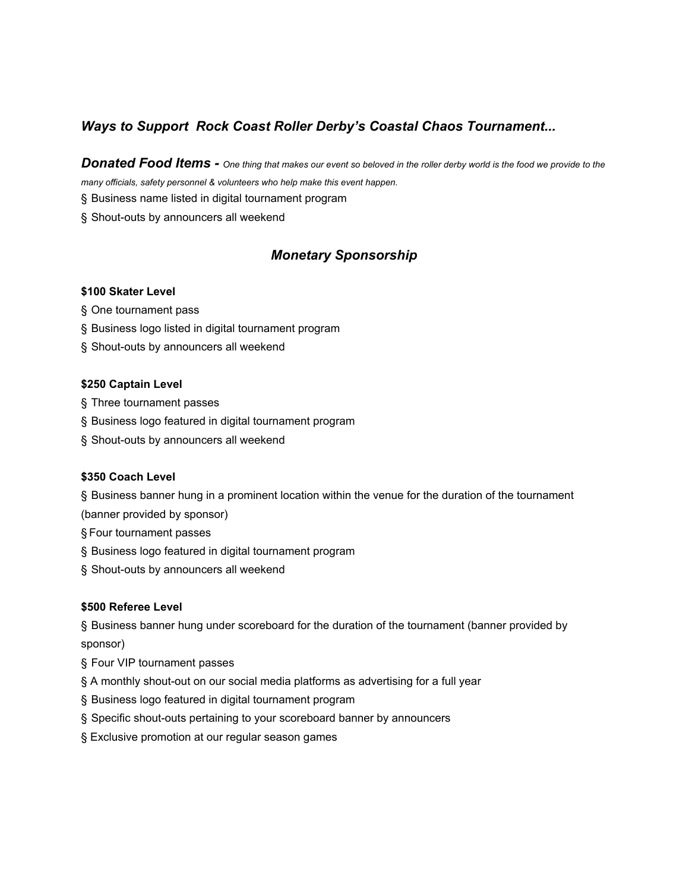## *Ways to Support  Rock Coast Roller Derby's Coastal Chaos Tournament...*

***Donated Food Items -*** *One thing that makes our event so beloved in the roller derby world is the food we provide to the many officials, safety personnel & volunteers who help make this event happen.*

§ Business name listed in digital tournament program

§ Shout-outs by announcers all weekend

## *Monetary Sponsorship*

**$100 Skater Level**

§ One tournament pass

§ Business logo listed in digital tournament program

§ Shout-outs by announcers all weekend

**$250 Captain Level**

§ Three tournament passes

§ Business logo featured in digital tournament program

§ Shout-outs by announcers all weekend

**$350 Coach Level**

§ Business banner hung in a prominent location within the venue for the duration of the tournament (banner provided by sponsor)

§ Four tournament passes

§ Business logo featured in digital tournament program

§ Shout-outs by announcers all weekend

**$500 Referee Level**

§ Business banner hung under scoreboard for the duration of the tournament (banner provided by sponsor)

§ Four VIP tournament passes

§ A monthly shout-out on our social media platforms as advertising for a full year

§ Business logo featured in digital tournament program

§ Specific shout-outs pertaining to your scoreboard banner by announcers

§ Exclusive promotion at our regular season games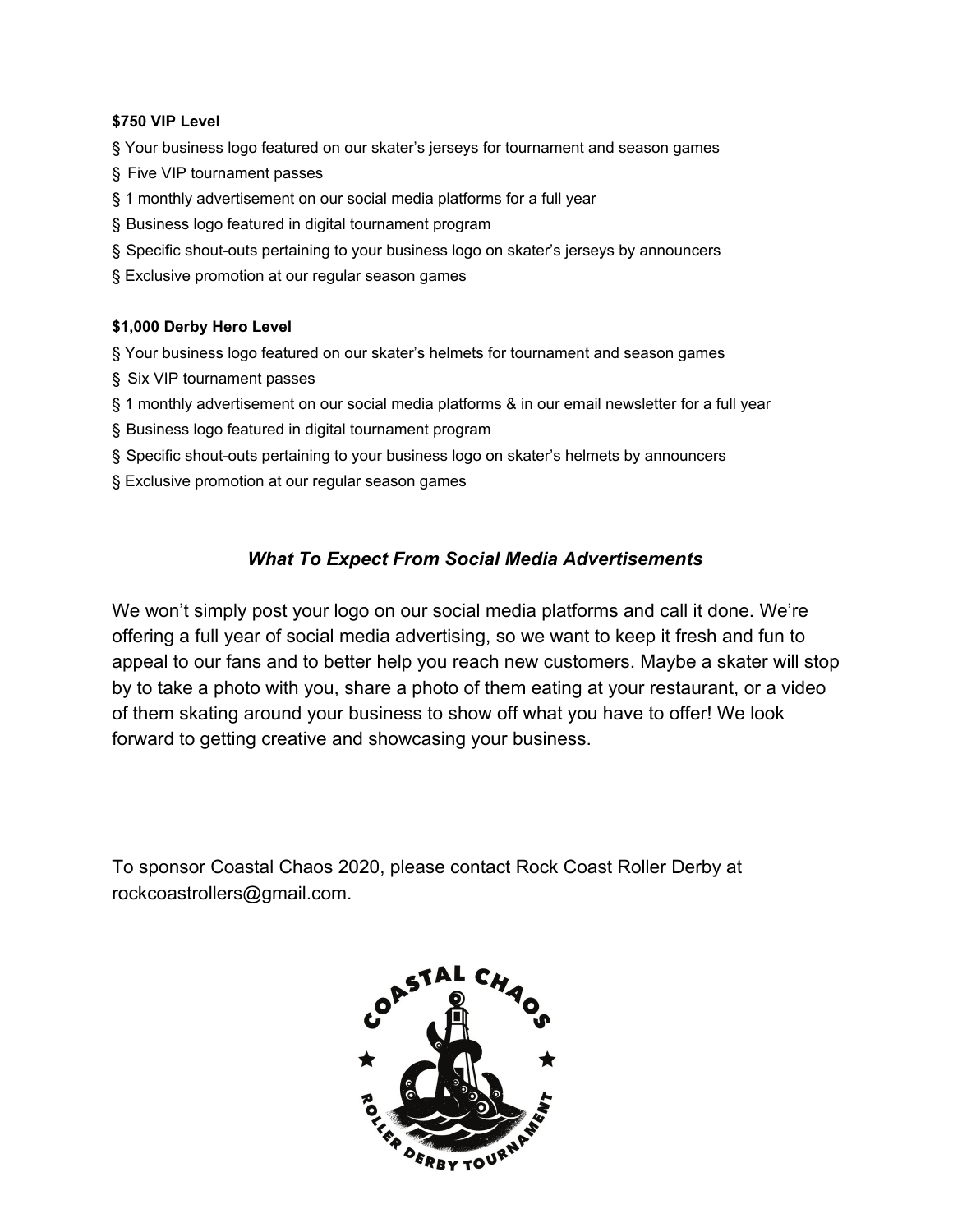**$750 VIP Level**

§ Your business logo featured on our skater's jerseys for tournament and season games

§ Five VIP tournament passes

§ 1 monthly advertisement on our social media platforms for a full year

§ Business logo featured in digital tournament program

§ Specific shout-outs pertaining to your business logo on skater's jerseys by announcers

§ Exclusive promotion at our regular season games

**$1,000 Derby Hero Level**

§ Your business logo featured on our skater's helmets for tournament and season games

§ Six VIP tournament passes

§ 1 monthly advertisement on our social media platforms & in our email newsletter for a full year

§ Business logo featured in digital tournament program

§ Specific shout-outs pertaining to your business logo on skater's helmets by announcers

§ Exclusive promotion at our regular season games

### ***What To Expect From Social Media Advertisements***

We won't simply post your logo on our social media platforms and call it done. We're offering a full year of social media advertising, so we want to keep it fresh and fun to appeal to our fans and to better help you reach new customers. Maybe a skater will stop by to take a photo with you, share a photo of them eating at your restaurant, or a video of them skating around your business to show off what you have to offer! We look forward to getting creative and showcasing your business.

---

To sponsor Coastal Chaos 2020, please contact Rock Coast Roller Derby at rockcoastrollers@gmail.com.

COASTAL CHAOS ★ ROLLER DERBY TOURNAMENT ★